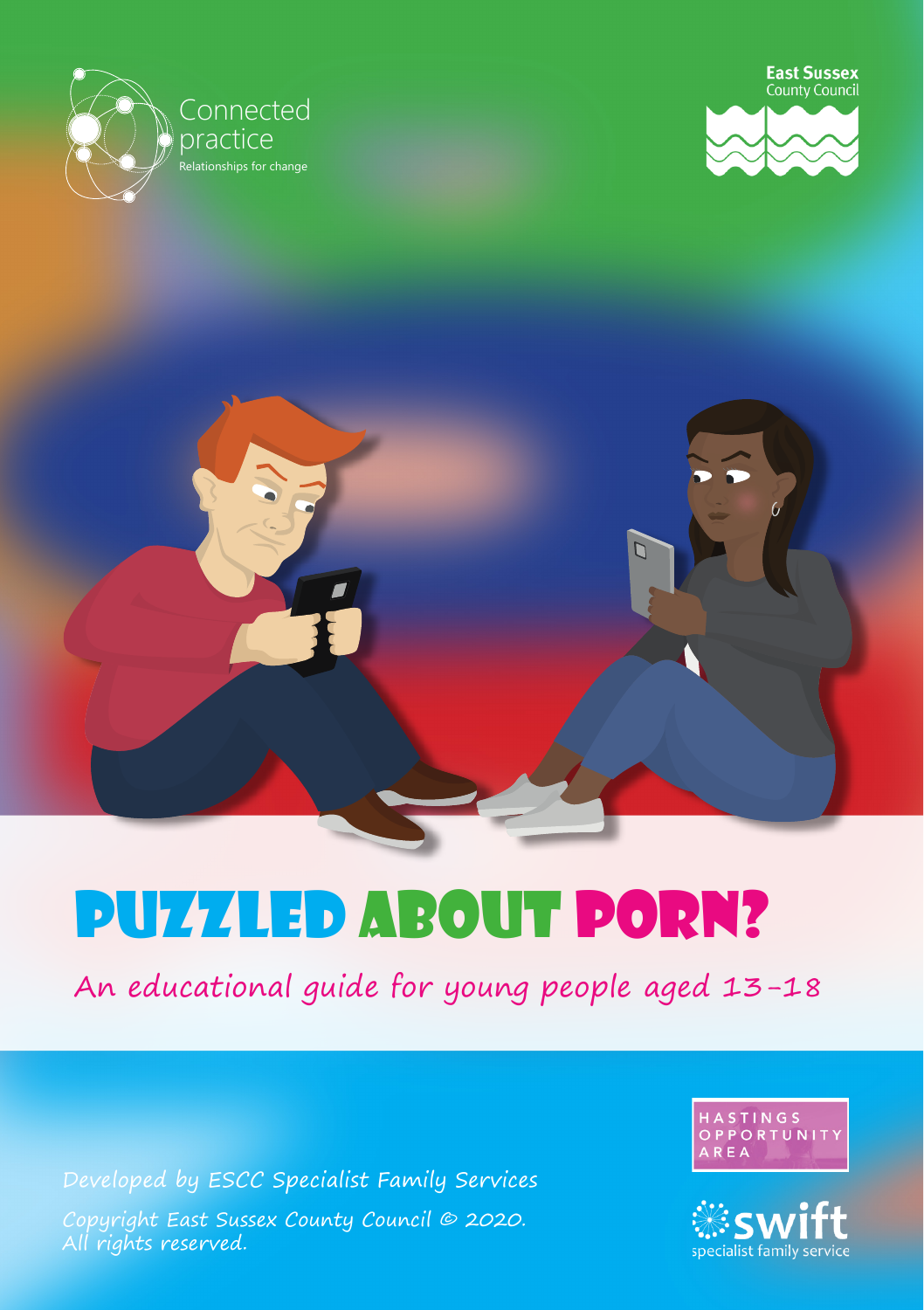Connected practice

Relationships for change

East Sussex County Council

# PUZZLED ABOUT PORN?

An educational guide for young people aged 13-18

Developed by ESCC Specialist Family Services

Copyright East Sussex County Council © 2020. All rights reserved.

HASTINGS OPPORTUNITY AREA

swift specialist family service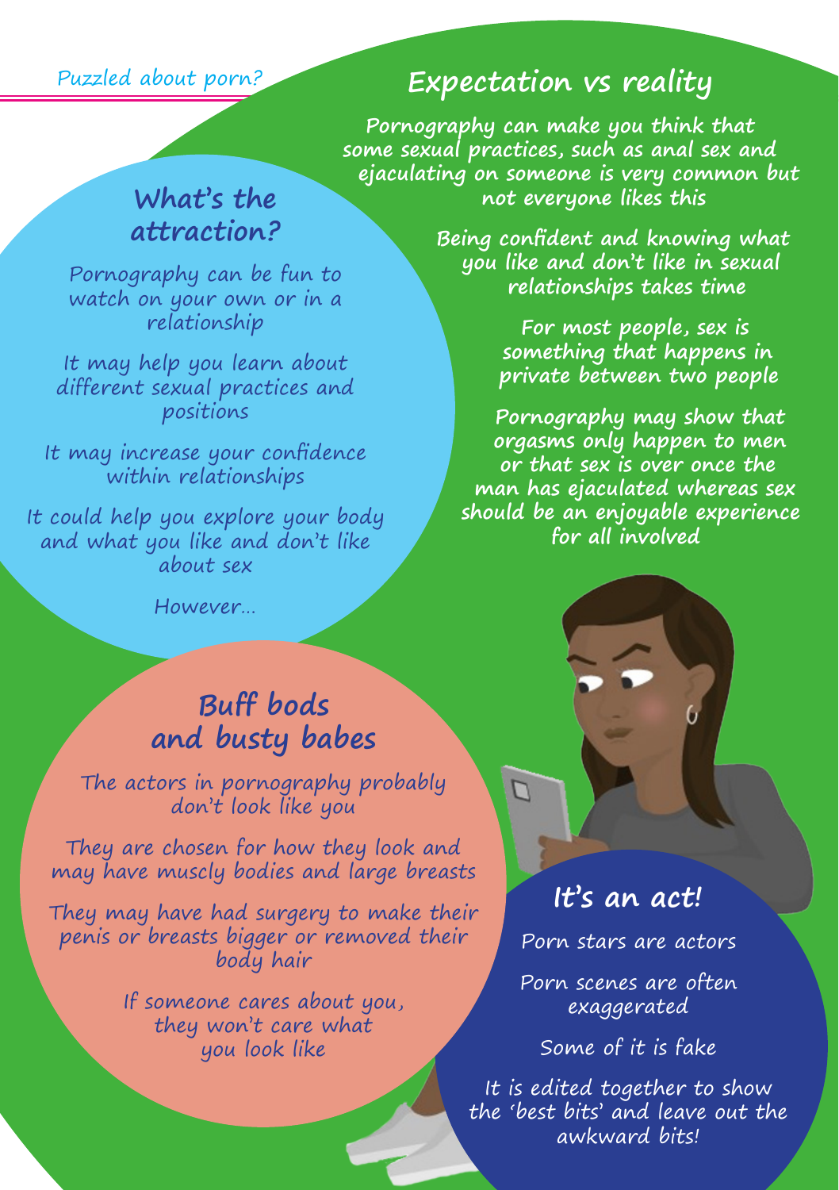## What's the attraction?

Pornography can be fun to watch on your own or in a relationship

It may help you learn about different sexual practices and positions

It may increase your confidence within relationships

It could help you explore your body and what you like and don't like about sex

However...

## Expectation vs reality

Pornography can make you think that some sexual practices, such as anal sex and ejaculating on someone is very common but not everyone likes this

Being confident and knowing what you like and don't like in sexual relationships takes time

For most people, sex is something that happens in private between two people

Pornography may show that orgasms only happen to men or that sex is over once the man has ejaculated whereas sex should be an enjoyable experience for all involved

## Buff bods and busty babes

The actors in pornography probably don't look like you

They are chosen for how they look and may have muscly bodies and large breasts

They may have had surgery to make their penis or breasts bigger or removed their body hair

If someone cares about you, they won't care what you look like

## It's an act!

Porn stars are actors

Porn scenes are often exaggerated

Some of it is fake

It is edited together to show the 'best bits' and leave out the awkward bits!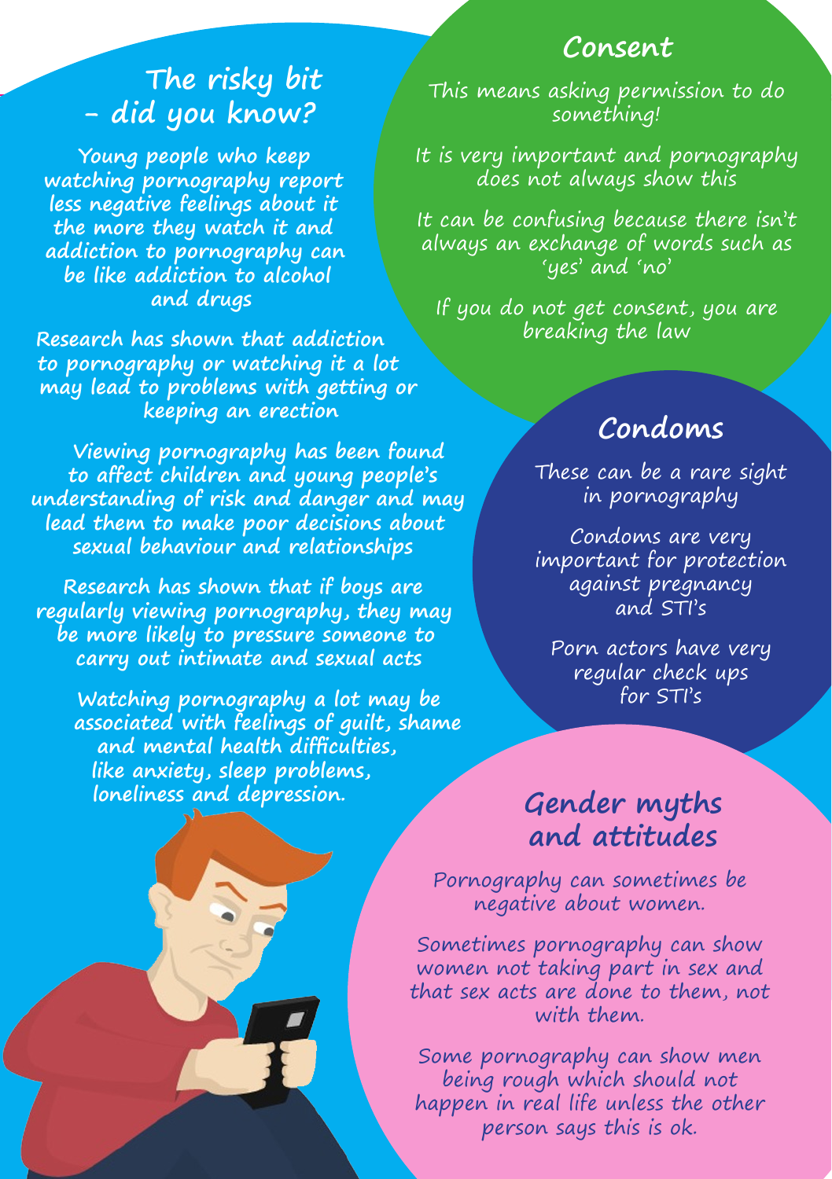## The risky bit – did you know?

**Young people who keep watching pornography report less negative feelings about it the more they watch it and addiction to pornography can be like addiction to alcohol and drugs**

**Research has shown that addiction to pornography or watching it a lot may lead to problems with getting or keeping an erection**

**Viewing pornography has been found to affect children and young people's understanding of risk and danger and may lead them to make poor decisions about sexual behaviour and relationships**

**Research has shown that if boys are regularly viewing pornography, they may be more likely to pressure someone to carry out intimate and sexual acts**

**Watching pornography a lot may be associated with feelings of guilt, shame and mental health difficulties, like anxiety, sleep problems, loneliness and depression.**

## Consent

This means asking permission to do something!

It is very important and pornography does not always show this

It can be confusing because there isn't always an exchange of words such as 'yes' and 'no'

If you do not get consent, you are breaking the law

## Condoms

These can be a rare sight in pornography

Condoms are very important for protection against pregnancy and STI's

Porn actors have very regular check ups for STI's

## Gender myths and attitudes

Pornography can sometimes be negative about women.

Sometimes pornography can show women not taking part in sex and that sex acts are done to them, not with them.

Some pornography can show men being rough which should not happen in real life unless the other person says this is ok.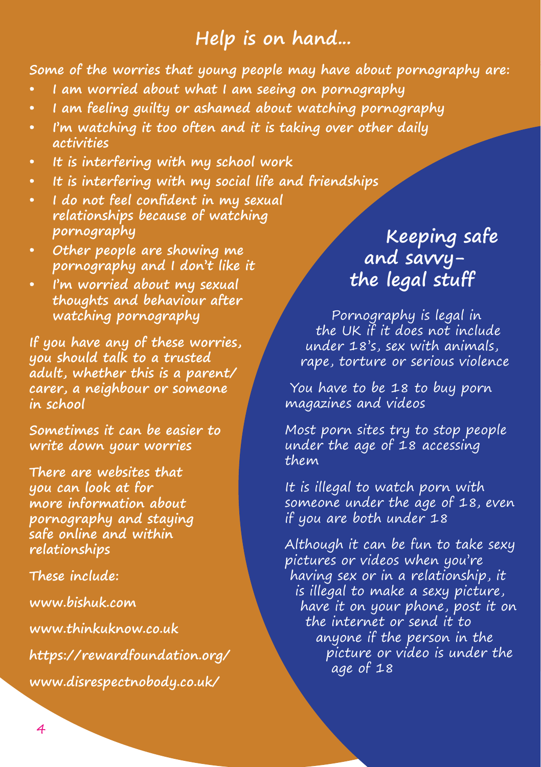## Help is on hand...

**Some of the worries that young people may have about pornography are:**

- **I am worried about what I am seeing on pornography**
- **I am feeling guilty or ashamed about watching pornography**
- **I'm watching it too often and it is taking over other daily activities**
- **It is interfering with my school work**
- **It is interfering with my social life and friendships**
- **I do not feel confident in my sexual relationships because of watching pornography**
- **Other people are showing me pornography and I don't like it**
- **I'm worried about my sexual thoughts and behaviour after watching pornography**

**If you have any of these worries, you should talk to a trusted adult, whether this is a parent/carer, a neighbour or someone in school**

**Sometimes it can be easier to write down your worries**

**There are websites that you can look at for more information about pornography and staying safe online and within relationships**

**These include:**

**www.bishuk.com**

**www.thinkuknow.co.uk**

**https://rewardfoundation.org/**

**www.disrespectnobody.co.uk/**

## Keeping safe and savvy- the legal stuff

Pornography is legal in the UK if it does not include under 18's, sex with animals, rape, torture or serious violence

You have to be 18 to buy porn magazines and videos

Most porn sites try to stop people under the age of 18 accessing them

It is illegal to watch porn with someone under the age of 18, even if you are both under 18

Although it can be fun to take sexy pictures or videos when you're having sex or in a relationship, it is illegal to make a sexy picture, have it on your phone, post it on the internet or send it to anyone if the person in the picture or video is under the age of 18